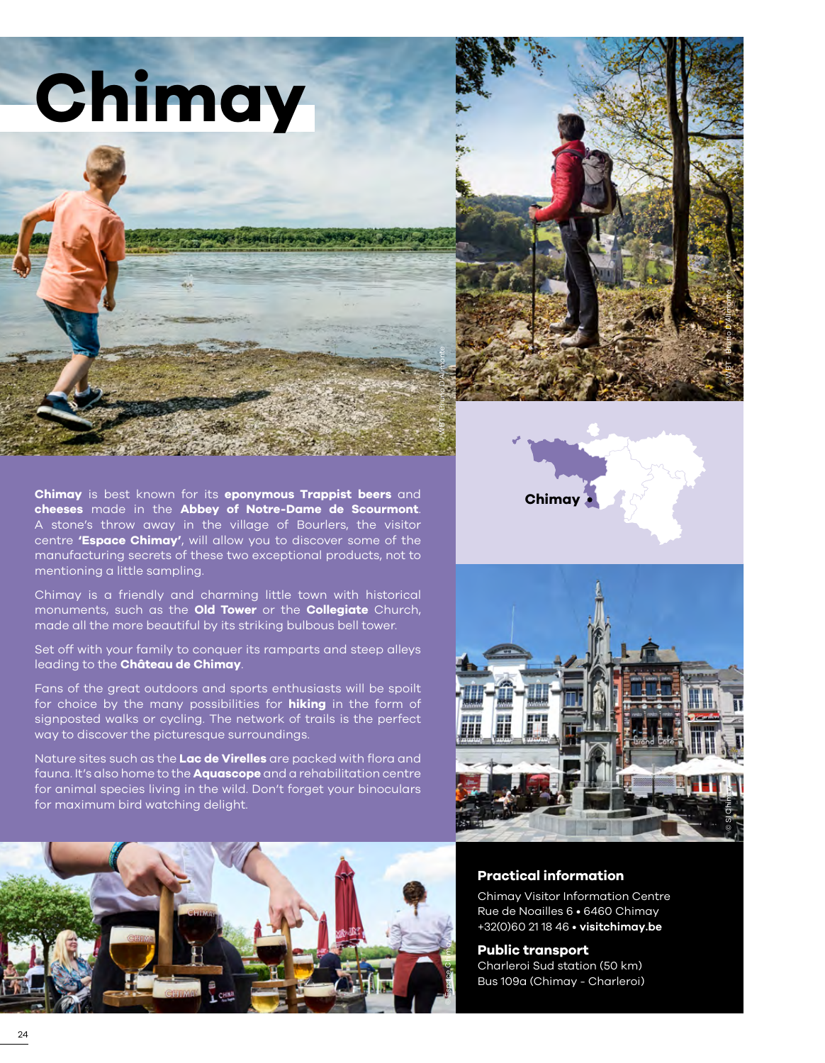# Chimay

**Chimay** is best known for its **eponymous Trappist beers** and **cheeses** made in the **Abbey of Notre-Dame de Scourmont**. A stone's throw away in the village of Bourlers, the visitor centre **'Espace Chimay'**, will allow you to discover some of the manufacturing secrets of these two exceptional products, not to mentioning a little sampling.

Chimay is a friendly and charming little town with historical monuments, such as the **Old Tower** or the **Collegiate** Church, made all the more beautiful by its striking bulbous bell tower.

Set off with your family to conquer its ramparts and steep alleys leading to the **Château de Chimay**.

Fans of the great outdoors and sports enthusiasts will be spoilt for choice by the many possibilities for **hiking** in the form of signposted walks or cycling. The network of trails is the perfect way to discover the picturesque surroundings.

Nature sites such as the **Lac de Virelles** are packed with flora and fauna. It's also home to the **Aquascope** and a rehabilitation centre for animal species living in the wild. Don't forget your binoculars for maximum bird watching delight.

### Practical information

Chimay Visitor Information Centre
Rue de Noailles 6 • 6460 Chimay
+32(0)60 21 18 46 • **visitchimay.be**

### Public transport

Charleroi Sud station (50 km)
Bus 109a (Chimay - Charleroi)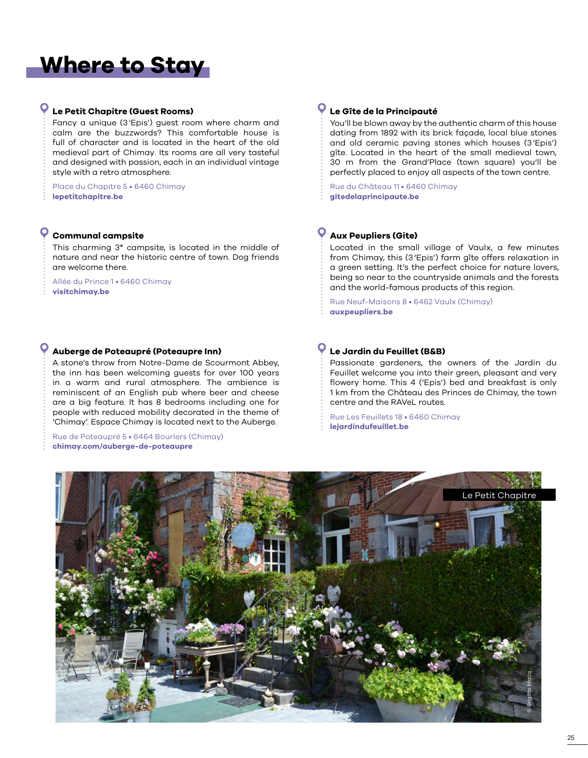# Where to Stay

### Le Petit Chapitre (Guest Rooms)

Fancy a unique (3 'Epis') guest room where charm and calm are the buzzwords? This comfortable house is full of character and is located in the heart of the old medieval part of Chimay. Its rooms are all very tasteful and designed with passion, each in an individual vintage style with a retro atmosphere.

Place du Chapitre 5 • 6460 Chimay
**lepetitchapitre.be**

### Communal campsite

This charming 3* campsite, is located in the middle of nature and near the historic centre of town. Dog friends are welcome there.

Allée du Prince 1 • 6460 Chimay
**visitchimay.be**

### Auberge de Poteaupré (Poteaupre Inn)

A stone's throw from Notre-Dame de Scourmont Abbey, the inn has been welcoming guests for over 100 years in a warm and rural atmosphere. The ambience is reminiscent of an English pub where beer and cheese are a big feature. It has 8 bedrooms including one for people with reduced mobility decorated in the theme of 'Chimay'. Espace Chimay is located next to the Auberge.

Rue de Poteaupré 5 • 6464 Bourlers (Chimay)
**chimay.com/auberge-de-poteaupre**

### Le Gîte de la Principauté

You'll be blown away by the authentic charm of this house dating from 1892 with its brick façade, local blue stones and old ceramic paving stones which houses (3 'Epis') gîte. Located in the heart of the small medieval town, 30 m from the Grand'Place (town square) you'll be perfectly placed to enjoy all aspects of the town centre.

Rue du Château 11 • 6460 Chimay
**gitedelaprincipaute.be**

### Aux Peupliers (Gite)

Located in the small village of Vaulx, a few minutes from Chimay, this (3 'Epis') farm gîte offers relaxation in a green setting. It's the perfect choice for nature lovers, being so near to the countryside animals and the forests and the world-famous products of this region.

Rue Neuf-Maisons 8 • 6462 Vaulx (Chimay)
**auxpeupliers.be**

### Le Jardin du Feuillet (B&B)

Passionate gardeners, the owners of the Jardin du Feuillet welcome you into their green, pleasant and very flowery home. This 4 ('Epis') bed and breakfast is only 1 km from the Château des Princes de Chimay, the town centre and the RAVeL routes.

Rue Les Feuillets 18 • 6460 Chimay
**lejardindufeuillet.be**

Le Petit Chapitre

© Brigitte Maca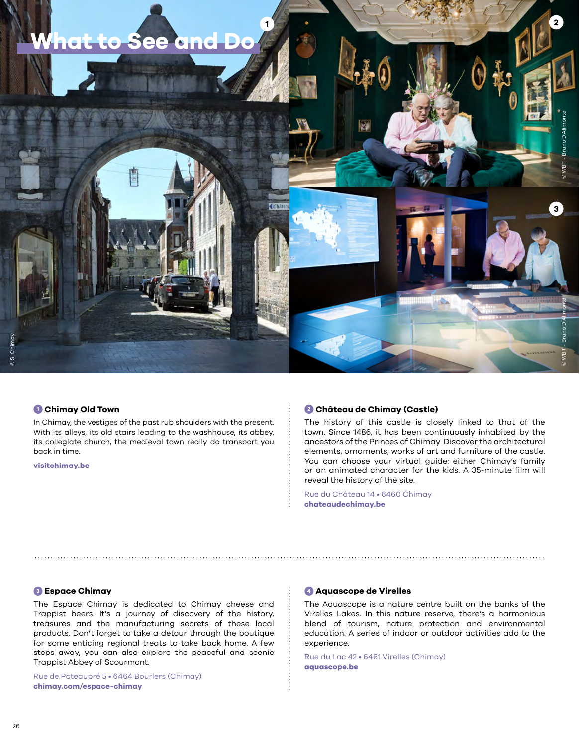# What to See and Do

### 1 Chimay Old Town

In Chimay, the vestiges of the past rub shoulders with the present. With its alleys, its old stairs leading to the washhouse, its abbey, its collegiate church, the medieval town really do transport you back in time.

**visitchimay.be**

### 2 Château de Chimay (Castle)

The history of this castle is closely linked to that of the town. Since 1486, it has been continuously inhabited by the ancestors of the Princes of Chimay. Discover the architectural elements, ornaments, works of art and furniture of the castle. You can choose your virtual guide: either Chimay's family or an animated character for the kids. A 35-minute film will reveal the history of the site.

Rue du Château 14 • 6460 Chimay
**chateaudechimay.be**

### 3 Espace Chimay

The Espace Chimay is dedicated to Chimay cheese and Trappist beers. It's a journey of discovery of the history, treasures and the manufacturing secrets of these local products. Don't forget to take a detour through the boutique for some enticing regional treats to take back home. A few steps away, you can also explore the peaceful and scenic Trappist Abbey of Scourmont.

Rue de Poteaupré 5 • 6464 Bourlers (Chimay)
**chimay.com/espace-chimay**

### 4 Aquascope de Virelles

The Aquascope is a nature centre built on the banks of the Virelles Lakes. In this nature reserve, there's a harmonious blend of tourism, nature protection and environmental education. A series of indoor or outdoor activities add to the experience.

Rue du Lac 42 • 6461 Virelles (Chimay)
**aquascope.be**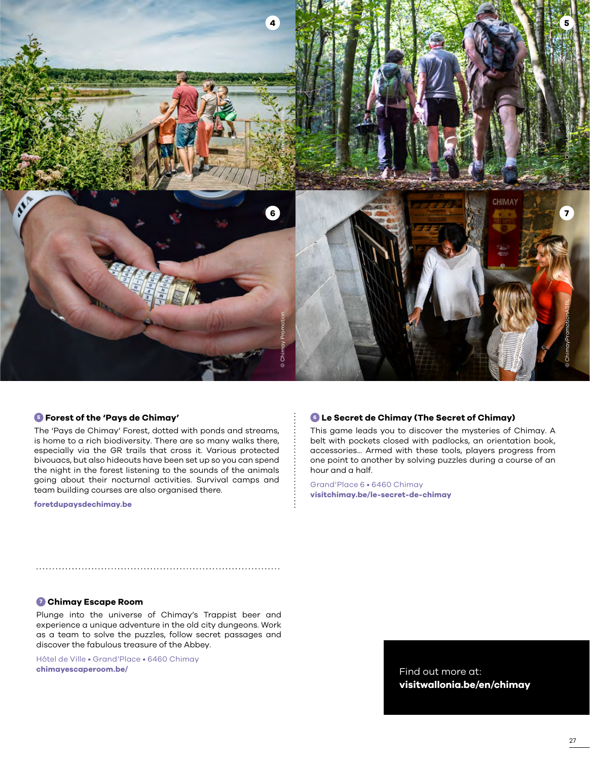### 5 Forest of the 'Pays de Chimay'

The 'Pays de Chimay' Forest, dotted with ponds and streams, is home to a rich biodiversity. There are so many walks there, especially via the GR trails that cross it. Various protected bivouacs, but also hideouts have been set up so you can spend the night in the forest listening to the sounds of the animals going about their nocturnal activities. Survival camps and team building courses are also organised there.

**foretdupaysdechimay.be**

### 6 Le Secret de Chimay (The Secret of Chimay)

This game leads you to discover the mysteries of Chimay. A belt with pockets closed with padlocks, an orientation book, accessories... Armed with these tools, players progress from one point to another by solving puzzles during a course of an hour and a half.

Grand'Place 6 • 6460 Chimay
**visitchimay.be/le-secret-de-chimay**

### 7 Chimay Escape Room

Plunge into the universe of Chimay's Trappist beer and experience a unique adventure in the old city dungeons. Work as a team to solve the puzzles, follow secret passages and discover the fabulous treasure of the Abbey.

Hôtel de Ville • Grand'Place • 6460 Chimay
**chimayescaperoom.be/**

Find out more at:
**visitwallonia.be/en/chimay**